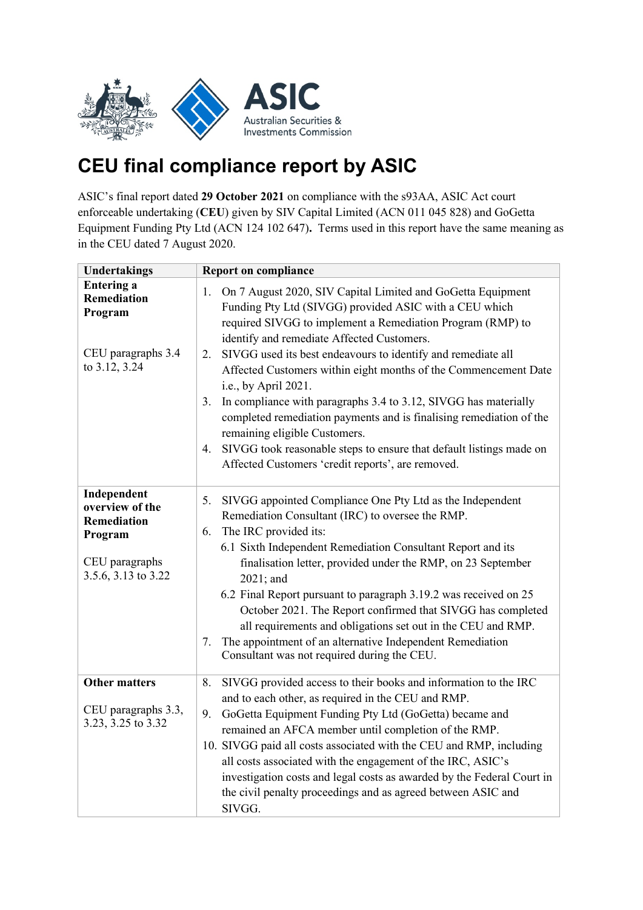# CEU final compliance report by ASIC

ASIC's final report dated **29 October 2021** on compliance with the s93AA, ASIC Act court enforceable undertaking (**CEU**) given by SIV Capital Limited (ACN 011 045 828) and GoGetta Equipment Funding Pty Ltd (ACN 124 102 647)**.** Terms used in this report have the same meaning as in the CEU dated 7 August 2020.

| Undertakings | Report on compliance |
|---|---|
| **Entering a Remediation Program**<br><br>CEU paragraphs 3.4 to 3.12, 3.24 | 1. On 7 August 2020, SIV Capital Limited and GoGetta Equipment Funding Pty Ltd (SIVGG) provided ASIC with a CEU which required SIVGG to implement a Remediation Program (RMP) to identify and remediate Affected Customers.<br>2. SIVGG used its best endeavours to identify and remediate all Affected Customers within eight months of the Commencement Date i.e., by April 2021.<br>3. In compliance with paragraphs 3.4 to 3.12, SIVGG has materially completed remediation payments and is finalising remediation of the remaining eligible Customers.<br>4. SIVGG took reasonable steps to ensure that default listings made on Affected Customers 'credit reports', are removed. |
| **Independent overview of the Remediation Program**<br><br>CEU paragraphs 3.5.6, 3.13 to 3.22 | 5. SIVGG appointed Compliance One Pty Ltd as the Independent Remediation Consultant (IRC) to oversee the RMP.<br>6. The IRC provided its:<br>6.1 Sixth Independent Remediation Consultant Report and its finalisation letter, provided under the RMP, on 23 September 2021; and<br>6.2 Final Report pursuant to paragraph 3.19.2 was received on 25 October 2021. The Report confirmed that SIVGG has completed all requirements and obligations set out in the CEU and RMP.<br>7. The appointment of an alternative Independent Remediation Consultant was not required during the CEU. |
| **Other matters**<br><br>CEU paragraphs 3.3, 3.23, 3.25 to 3.32 | 8. SIVGG provided access to their books and information to the IRC and to each other, as required in the CEU and RMP.<br>9. GoGetta Equipment Funding Pty Ltd (GoGetta) became and remained an AFCA member until completion of the RMP.<br>10. SIVGG paid all costs associated with the CEU and RMP, including all costs associated with the engagement of the IRC, ASIC's investigation costs and legal costs as awarded by the Federal Court in the civil penalty proceedings and as agreed between ASIC and SIVGG. |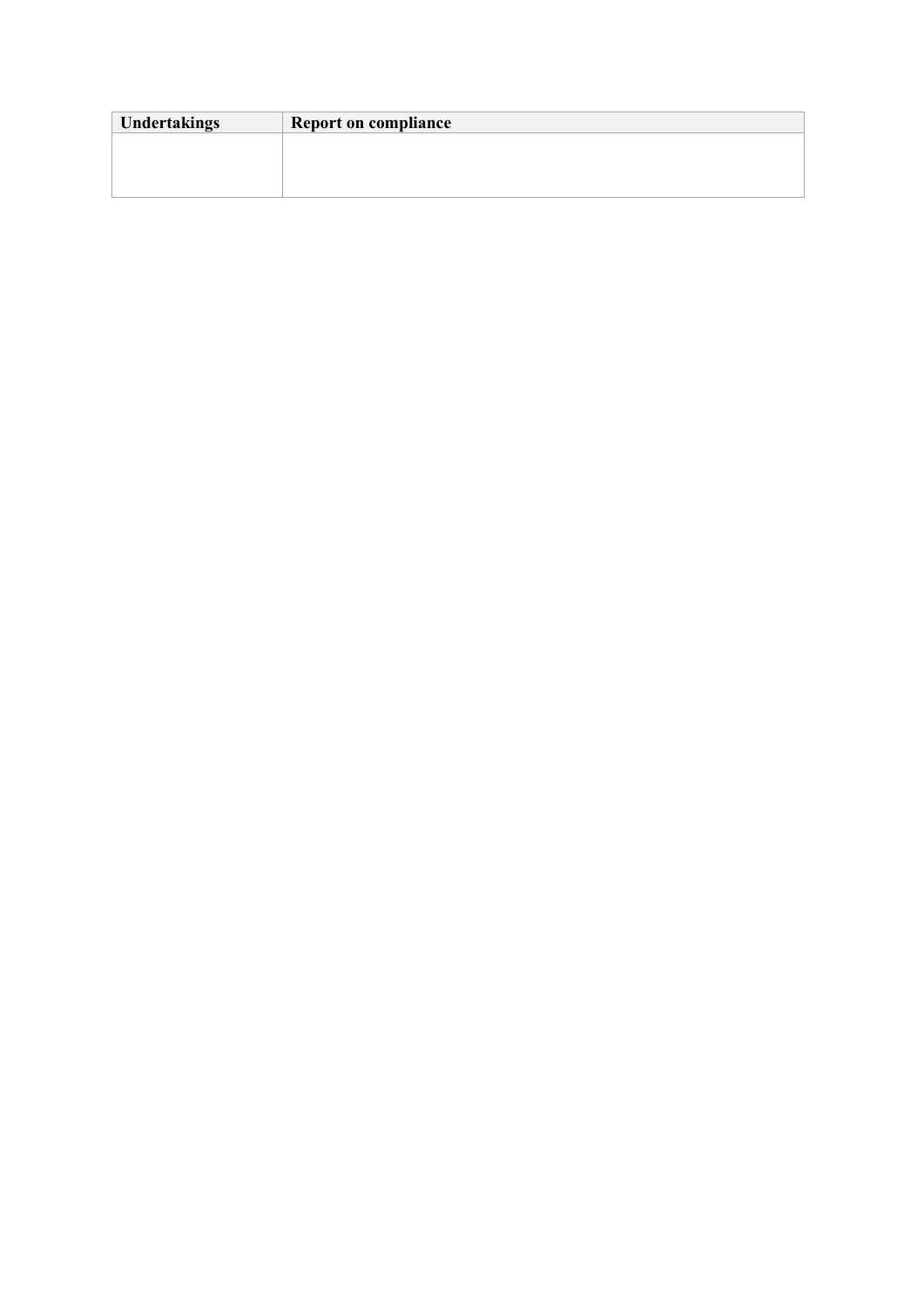| Undertakings | Report on compliance |
| --- | --- |
| | |